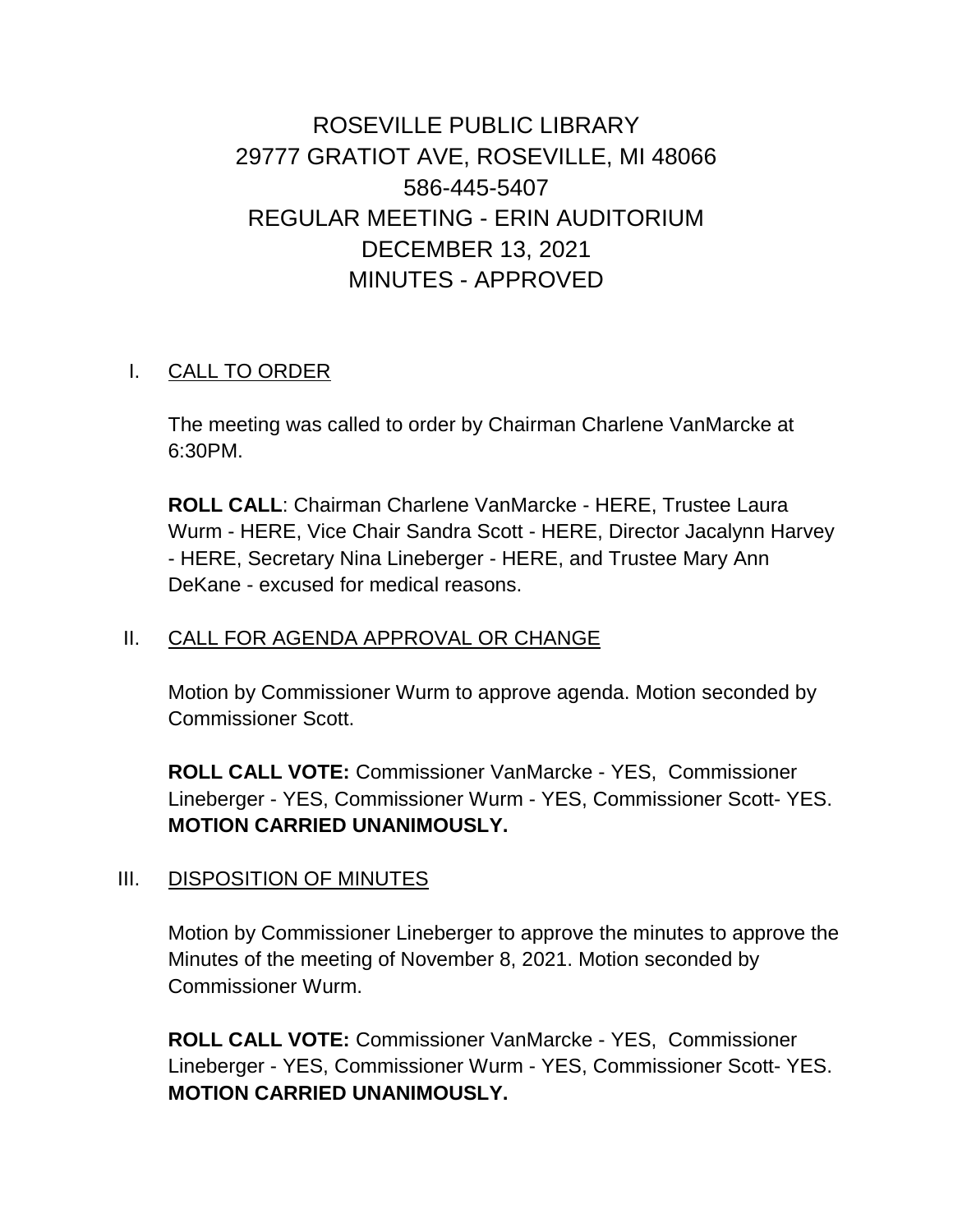# ROSEVILLE PUBLIC LIBRARY
# 29777 GRATIOT AVE, ROSEVILLE, MI 48066
# 586-445-5407
# REGULAR MEETING - ERIN AUDITORIUM
# DECEMBER 13, 2021
# MINUTES - APPROVED

## I. CALL TO ORDER

The meeting was called to order by Chairman Charlene VanMarcke at 6:30PM.

**ROLL CALL**: Chairman Charlene VanMarcke - HERE, Trustee Laura Wurm - HERE, Vice Chair Sandra Scott - HERE, Director Jacalynn Harvey - HERE, Secretary Nina Lineberger - HERE, and Trustee Mary Ann DeKane - excused for medical reasons.

## II. CALL FOR AGENDA APPROVAL OR CHANGE

Motion by Commissioner Wurm to approve agenda. Motion seconded by Commissioner Scott.

**ROLL CALL VOTE:** Commissioner VanMarcke - YES, Commissioner Lineberger - YES, Commissioner Wurm - YES, Commissioner Scott- YES. **MOTION CARRIED UNANIMOUSLY.**

## III. DISPOSITION OF MINUTES

Motion by Commissioner Lineberger to approve the minutes to approve the Minutes of the meeting of November 8, 2021. Motion seconded by Commissioner Wurm.

**ROLL CALL VOTE:** Commissioner VanMarcke - YES, Commissioner Lineberger - YES, Commissioner Wurm - YES, Commissioner Scott- YES. **MOTION CARRIED UNANIMOUSLY.**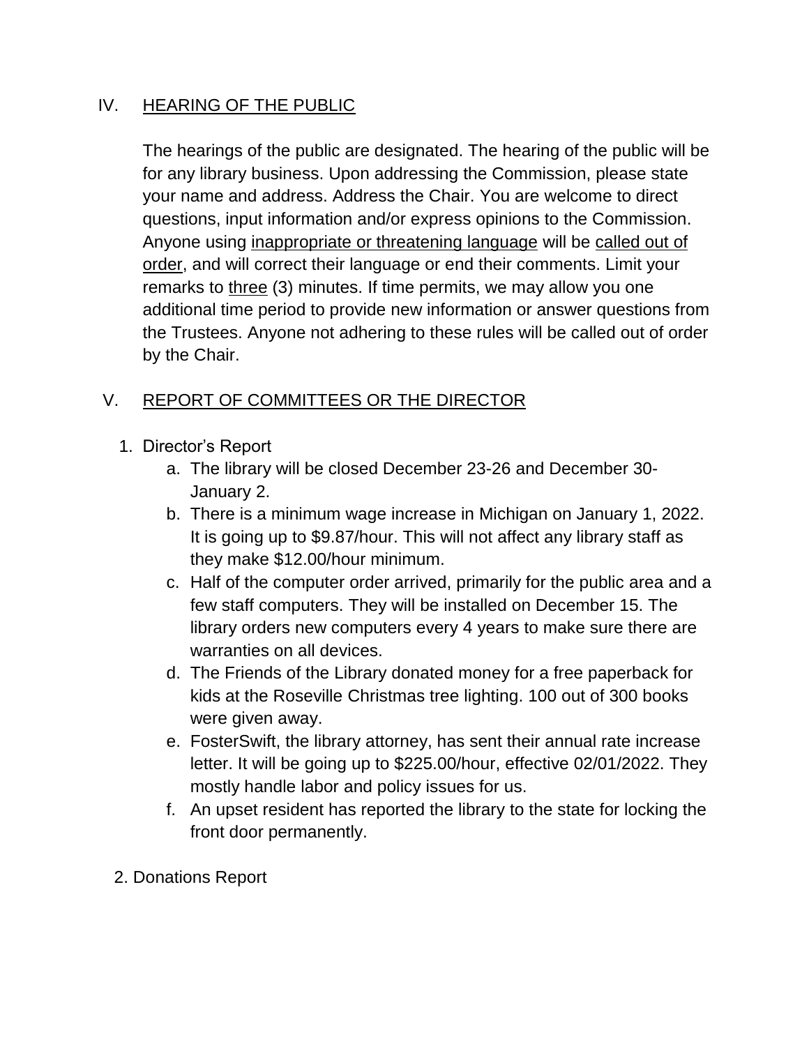## IV. HEARING OF THE PUBLIC

The hearings of the public are designated. The hearing of the public will be for any library business. Upon addressing the Commission, please state your name and address. Address the Chair. You are welcome to direct questions, input information and/or express opinions to the Commission. Anyone using <u>inappropriate or threatening language</u> will be <u>called out of order</u>, and will correct their language or end their comments. Limit your remarks to <u>three</u> (3) minutes. If time permits, we may allow you one additional time period to provide new information or answer questions from the Trustees. Anyone not adhering to these rules will be called out of order by the Chair.

## V. REPORT OF COMMITTEES OR THE DIRECTOR

1. Director's Report
   a. The library will be closed December 23-26 and December 30-January 2.
   b. There is a minimum wage increase in Michigan on January 1, 2022. It is going up to $9.87/hour. This will not affect any library staff as they make $12.00/hour minimum.
   c. Half of the computer order arrived, primarily for the public area and a few staff computers. They will be installed on December 15. The library orders new computers every 4 years to make sure there are warranties on all devices.
   d. The Friends of the Library donated money for a free paperback for kids at the Roseville Christmas tree lighting. 100 out of 300 books were given away.
   e. FosterSwift, the library attorney, has sent their annual rate increase letter. It will be going up to $225.00/hour, effective 02/01/2022. They mostly handle labor and policy issues for us.
   f. An upset resident has reported the library to the state for locking the front door permanently.

2. Donations Report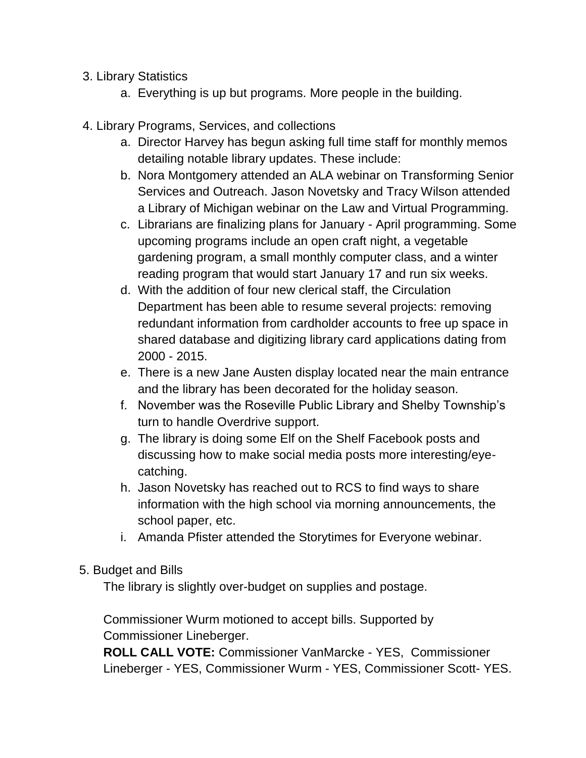3. Library Statistics
    a. Everything is up but programs. More people in the building.

4. Library Programs, Services, and collections
    a. Director Harvey has begun asking full time staff for monthly memos detailing notable library updates. These include:
    b. Nora Montgomery attended an ALA webinar on Transforming Senior Services and Outreach. Jason Novetsky and Tracy Wilson attended a Library of Michigan webinar on the Law and Virtual Programming.
    c. Librarians are finalizing plans for January - April programming. Some upcoming programs include an open craft night, a vegetable gardening program, a small monthly computer class, and a winter reading program that would start January 17 and run six weeks.
    d. With the addition of four new clerical staff, the Circulation Department has been able to resume several projects: removing redundant information from cardholder accounts to free up space in shared database and digitizing library card applications dating from 2000 - 2015.
    e. There is a new Jane Austen display located near the main entrance and the library has been decorated for the holiday season.
    f. November was the Roseville Public Library and Shelby Township's turn to handle Overdrive support.
    g. The library is doing some Elf on the Shelf Facebook posts and discussing how to make social media posts more interesting/eye-catching.
    h. Jason Novetsky has reached out to RCS to find ways to share information with the high school via morning announcements, the school paper, etc.
    i. Amanda Pfister attended the Storytimes for Everyone webinar.

5. Budget and Bills

    The library is slightly over-budget on supplies and postage.

    Commissioner Wurm motioned to accept bills. Supported by Commissioner Lineberger.
    **ROLL CALL VOTE:** Commissioner VanMarcke - YES, Commissioner Lineberger - YES, Commissioner Wurm - YES, Commissioner Scott- YES.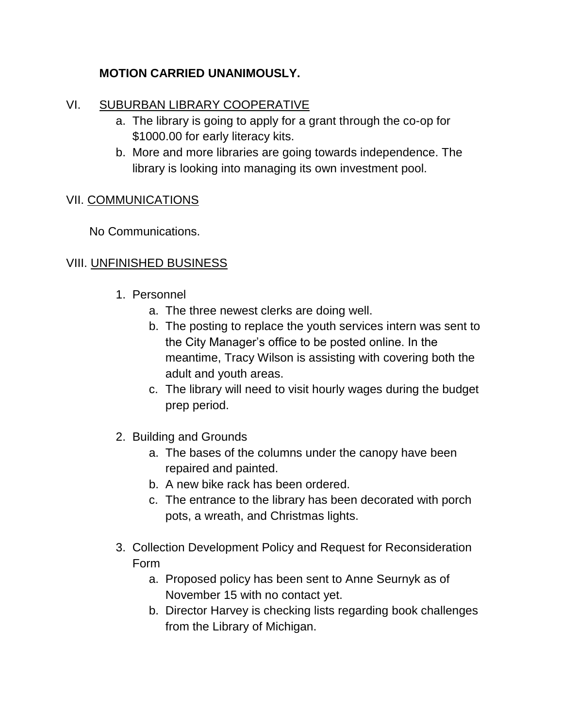**MOTION CARRIED UNANIMOUSLY.**

VI. SUBURBAN LIBRARY COOPERATIVE

a. The library is going to apply for a grant through the co-op for $1000.00 for early literacy kits.
b. More and more libraries are going towards independence. The library is looking into managing its own investment pool.

VII. COMMUNICATIONS

No Communications.

VIII. UNFINISHED BUSINESS

1. Personnel
    a. The three newest clerks are doing well.
    b. The posting to replace the youth services intern was sent to the City Manager's office to be posted online. In the meantime, Tracy Wilson is assisting with covering both the adult and youth areas.
    c. The library will need to visit hourly wages during the budget prep period.

2. Building and Grounds
    a. The bases of the columns under the canopy have been repaired and painted.
    b. A new bike rack has been ordered.
    c. The entrance to the library has been decorated with porch pots, a wreath, and Christmas lights.

3. Collection Development Policy and Request for Reconsideration Form
    a. Proposed policy has been sent to Anne Seurnyk as of November 15 with no contact yet.
    b. Director Harvey is checking lists regarding book challenges from the Library of Michigan.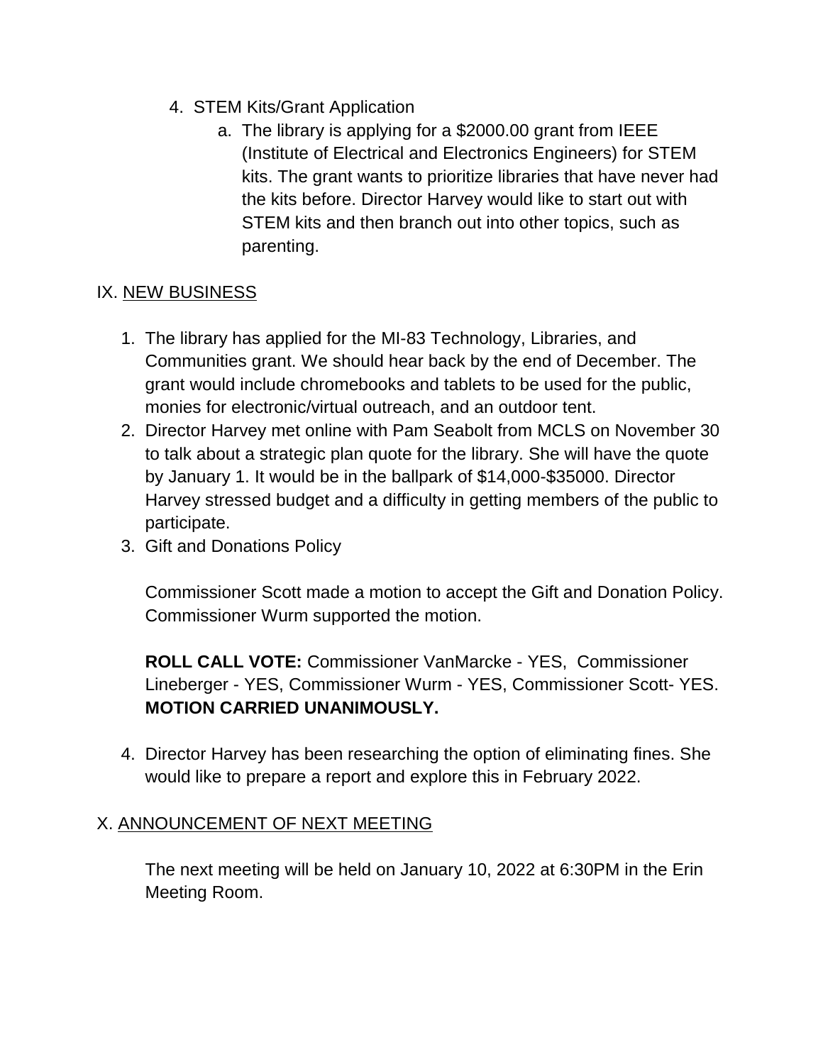4. STEM Kits/Grant Application
    a. The library is applying for a $2000.00 grant from IEEE (Institute of Electrical and Electronics Engineers) for STEM kits. The grant wants to prioritize libraries that have never had the kits before. Director Harvey would like to start out with STEM kits and then branch out into other topics, such as parenting.

## IX. <u>NEW BUSINESS</u>

1. The library has applied for the MI-83 Technology, Libraries, and Communities grant. We should hear back by the end of December. The grant would include chromebooks and tablets to be used for the public, monies for electronic/virtual outreach, and an outdoor tent.
2. Director Harvey met online with Pam Seabolt from MCLS on November 30 to talk about a strategic plan quote for the library. She will have the quote by January 1. It would be in the ballpark of $14,000-$35000. Director Harvey stressed budget and a difficulty in getting members of the public to participate.
3. Gift and Donations Policy

    Commissioner Scott made a motion to accept the Gift and Donation Policy. Commissioner Wurm supported the motion.

    **ROLL CALL VOTE:** Commissioner VanMarcke - YES, Commissioner Lineberger - YES, Commissioner Wurm - YES, Commissioner Scott- YES. **MOTION CARRIED UNANIMOUSLY.**

4. Director Harvey has been researching the option of eliminating fines. She would like to prepare a report and explore this in February 2022.

## X. <u>ANNOUNCEMENT OF NEXT MEETING</u>

The next meeting will be held on January 10, 2022 at 6:30PM in the Erin Meeting Room.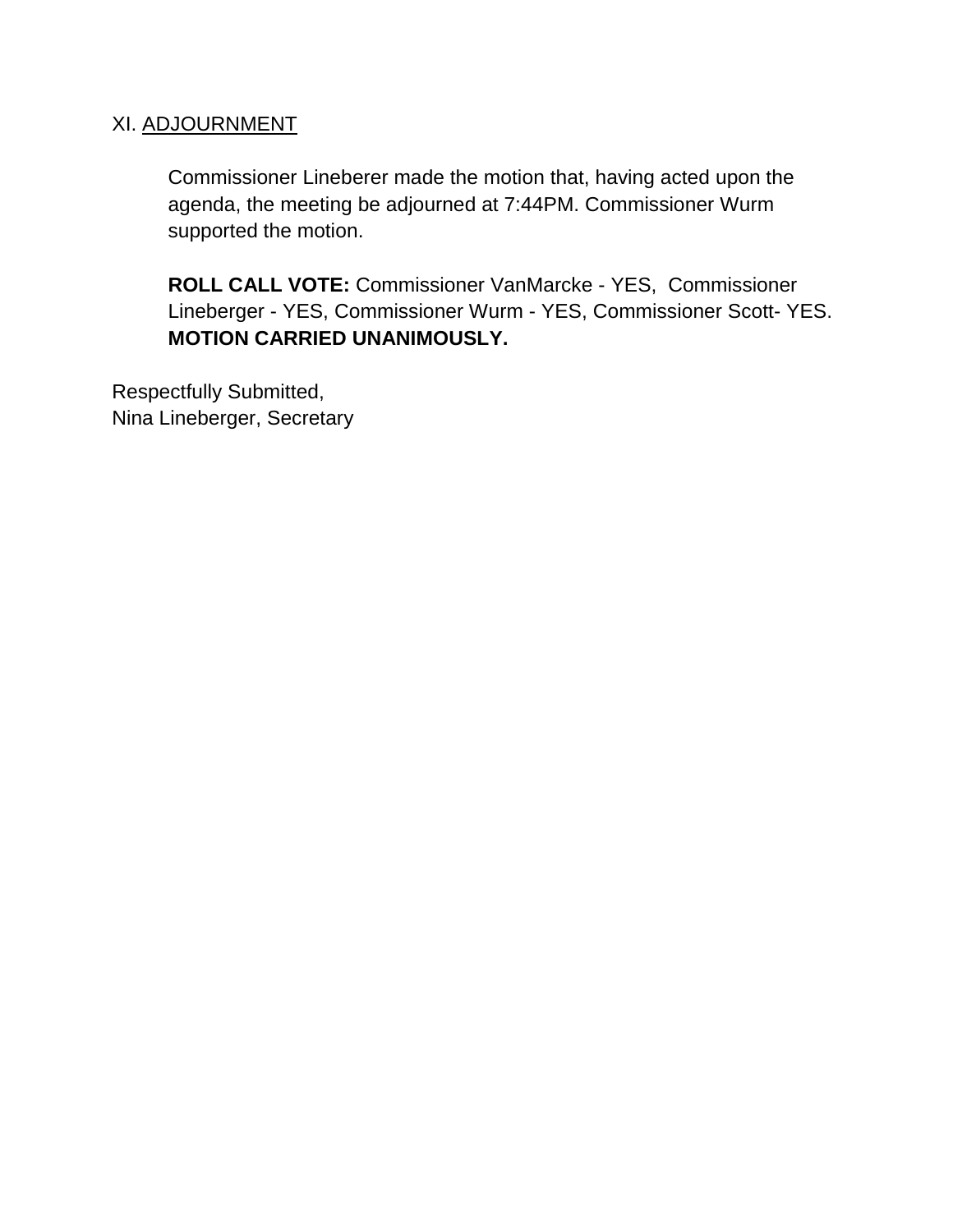XI. ADJOURNMENT

Commissioner Lineberer made the motion that, having acted upon the agenda, the meeting be adjourned at 7:44PM. Commissioner Wurm supported the motion.

**ROLL CALL VOTE:** Commissioner VanMarcke - YES, Commissioner Lineberger - YES, Commissioner Wurm - YES, Commissioner Scott- YES. **MOTION CARRIED UNANIMOUSLY.**

Respectfully Submitted,
Nina Lineberger, Secretary